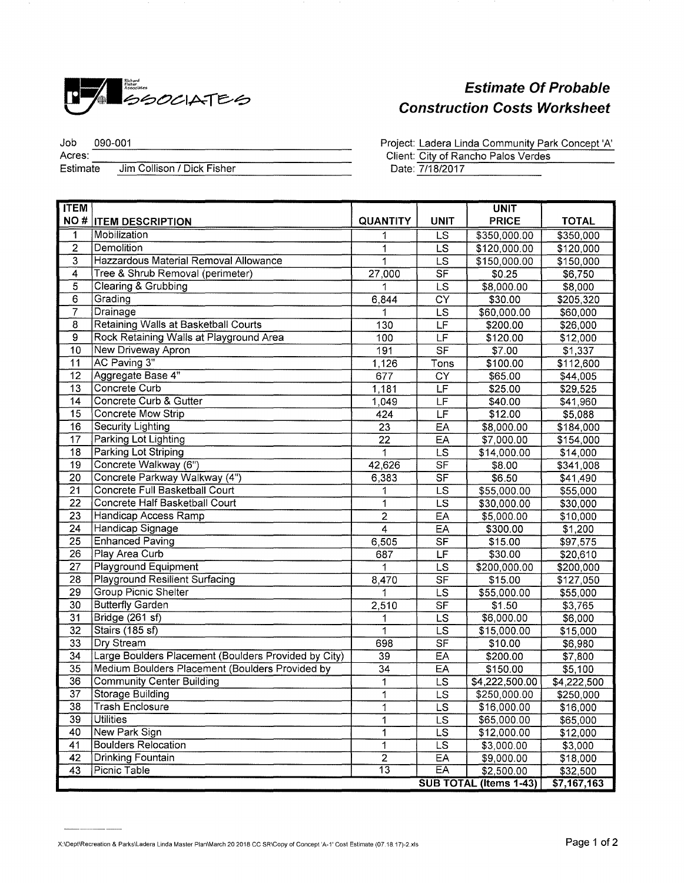Richard Fisher Associates

# Estimate Of Probable Construction Costs Worksheet

Job: 090-001
Acres:
Estimate: Jim Collison / Dick Fisher

Project: Ladera Linda Community Park Concept 'A'
Client: City of Rancho Palos Verdes
Date: 7/18/2017

| ITEM NO # | ITEM DESCRIPTION | QUANTITY | UNIT | UNIT PRICE | TOTAL |
|---|---|---|---|---|---|
| 1 | Mobilization | 1 | LS | $350,000.00 | $350,000 |
| 2 | Demolition | 1 | LS | $120,000.00 | $120,000 |
| 3 | Hazzardous Material Removal Allowance | 1 | LS | $150,000.00 | $150,000 |
| 4 | Tree & Shrub Removal (perimeter) | 27,000 | SF | $0.25 | $6,750 |
| 5 | Clearing & Grubbing | 1 | LS | $8,000.00 | $8,000 |
| 6 | Grading | 6,844 | CY | $30.00 | $205,320 |
| 7 | Drainage | 1 | LS | $60,000.00 | $60,000 |
| 8 | Retaining Walls at Basketball Courts | 130 | LF | $200.00 | $26,000 |
| 9 | Rock Retaining Walls at Playground Area | 100 | LF | $120.00 | $12,000 |
| 10 | New Driveway Apron | 191 | SF | $7.00 | $1,337 |
| 11 | AC Paving 3" | 1,126 | Tons | $100.00 | $112,600 |
| 12 | Aggregate Base 4" | 677 | CY | $65.00 | $44,005 |
| 13 | Concrete Curb | 1,181 | LF | $25.00 | $29,525 |
| 14 | Concrete Curb & Gutter | 1,049 | LF | $40.00 | $41,960 |
| 15 | Concrete Mow Strip | 424 | LF | $12.00 | $5,088 |
| 16 | Security Lighting | 23 | EA | $8,000.00 | $184,000 |
| 17 | Parking Lot Lighting | 22 | EA | $7,000.00 | $154,000 |
| 18 | Parking Lot Striping | 1 | LS | $14,000.00 | $14,000 |
| 19 | Concrete Walkway (6") | 42,626 | SF | $8.00 | $341,008 |
| 20 | Concrete Parkway Walkway (4") | 6,383 | SF | $6.50 | $41,490 |
| 21 | Concrete Full Basketball Court | 1 | LS | $55,000.00 | $55,000 |
| 22 | Concrete Half Basketball Court | 1 | LS | $30,000.00 | $30,000 |
| 23 | Handicap Access Ramp | 2 | EA | $5,000.00 | $10,000 |
| 24 | Handicap Signage | 4 | EA | $300.00 | $1,200 |
| 25 | Enhanced Paving | 6,505 | SF | $15.00 | $97,575 |
| 26 | Play Area Curb | 687 | LF | $30.00 | $20,610 |
| 27 | Playground Equipment | 1 | LS | $200,000.00 | $200,000 |
| 28 | Playground Resilient Surfacing | 8,470 | SF | $15.00 | $127,050 |
| 29 | Group Picnic Shelter | 1 | LS | $55,000.00 | $55,000 |
| 30 | Butterfly Garden | 2,510 | SF | $1.50 | $3,765 |
| 31 | Bridge (261 sf) | 1 | LS | $6,000.00 | $6,000 |
| 32 | Stairs (185 sf) | 1 | LS | $15,000.00 | $15,000 |
| 33 | Dry Stream | 698 | SF | $10.00 | $6,980 |
| 34 | Large Boulders Placement (Boulders Provided by City) | 39 | EA | $200.00 | $7,800 |
| 35 | Medium Boulders Placement (Boulders Provided by | 34 | EA | $150.00 | $5,100 |
| 36 | Community Center Building | 1 | LS | $4,222,500.00 | $4,222,500 |
| 37 | Storage Building | 1 | LS | $250,000.00 | $250,000 |
| 38 | Trash Enclosure | 1 | LS | $16,000.00 | $16,000 |
| 39 | Utilities | 1 | LS | $65,000.00 | $65,000 |
| 40 | New Park Sign | 1 | LS | $12,000.00 | $12,000 |
| 41 | Boulders Relocation | 1 | LS | $3,000.00 | $3,000 |
| 42 | Drinking Fountain | 2 | EA | $9,000.00 | $18,000 |
| 43 | Picnic Table | 13 | EA | $2,500.00 | $32,500 |
| | | | | SUB TOTAL (Items 1-43) | $7,167,163 |

X:\Dept\Recreation & Parks\Ladera Linda Master Plan\March 20 2018 CC SR\Copy of Concept 'A-1' Cost Estimate (07.18.17)-2.xls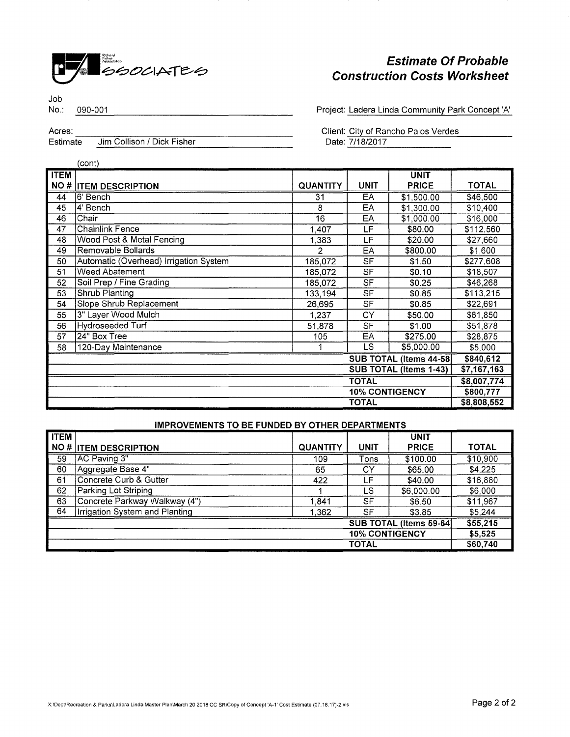RFA Richard Fisher Associates

# Estimate Of Probable Construction Costs Worksheet

Job No.: 090-001

Project: Ladera Linda Community Park Concept 'A'

Acres:

Estimate: Jim Collison / Dick Fisher

Client: City of Rancho Palos Verdes

Date: 7/18/2017

(cont)

| ITEM NO # | ITEM DESCRIPTION | QUANTITY | UNIT | UNIT PRICE | TOTAL |
|---|---|---|---|---|---|
| 44 | 6' Bench | 31 | EA | $1,500.00 | $46,500 |
| 45 | 4' Bench | 8 | EA | $1,300.00 | $10,400 |
| 46 | Chair | 16 | EA | $1,000.00 | $16,000 |
| 47 | Chainlink Fence | 1,407 | LF | $80.00 | $112,560 |
| 48 | Wood Post & Metal Fencing | 1,383 | LF | $20.00 | $27,660 |
| 49 | Removable Bollards | 2 | EA | $800.00 | $1,600 |
| 50 | Automatic (Overhead) Irrigation System | 185,072 | SF | $1.50 | $277,608 |
| 51 | Weed Abatement | 185,072 | SF | $0.10 | $18,507 |
| 52 | Soil Prep / Fine Grading | 185,072 | SF | $0.25 | $46,268 |
| 53 | Shrub Planting | 133,194 | SF | $0.85 | $113,215 |
| 54 | Slope Shrub Replacement | 26,695 | SF | $0.85 | $22,691 |
| 55 | 3" Layer Wood Mulch | 1,237 | CY | $50.00 | $61,850 |
| 56 | Hydroseeded Turf | 51,878 | SF | $1.00 | $51,878 |
| 57 | 24" Box Tree | 105 | EA | $275.00 | $28,875 |
| 58 | 120-Day Maintenance | 1 | LS | $5,000.00 | $5,000 |
| | | | SUB TOTAL (Items 44-58) | | $840,612 |
| | | | SUB TOTAL (Items 1-43) | | $7,167,163 |
| | | | TOTAL | | $8,007,774 |
| | | | 10% CONTIGENCY | | $800,777 |
| | | | TOTAL | | $8,808,552 |

**IMPROVEMENTS TO BE FUNDED BY OTHER DEPARTMENTS**

| ITEM NO # | ITEM DESCRIPTION | QUANTITY | UNIT | UNIT PRICE | TOTAL |
|---|---|---|---|---|---|
| 59 | AC Paving 3" | 109 | Tons | $100.00 | $10,900 |
| 60 | Aggregate Base 4" | 65 | CY | $65.00 | $4,225 |
| 61 | Concrete Curb & Gutter | 422 | LF | $40.00 | $16,880 |
| 62 | Parking Lot Striping | 1 | LS | $6,000.00 | $6,000 |
| 63 | Concrete Parkway Walkway (4") | 1,841 | SF | $6.50 | $11,967 |
| 64 | Irrigation System and Planting | 1,362 | SF | $3.85 | $5,244 |
| | | | SUB TOTAL (Items 59-64) | | $55,215 |
| | | | 10% CONTIGENCY | | $5,525 |
| | | | TOTAL | | $60,740 |

X:\Dept\Recreation & Parks\Ladera Linda Master Plan\March 20 2018 CC SR\Copy of Concept 'A-1' Cost Estimate (07.18.17)-2.xls